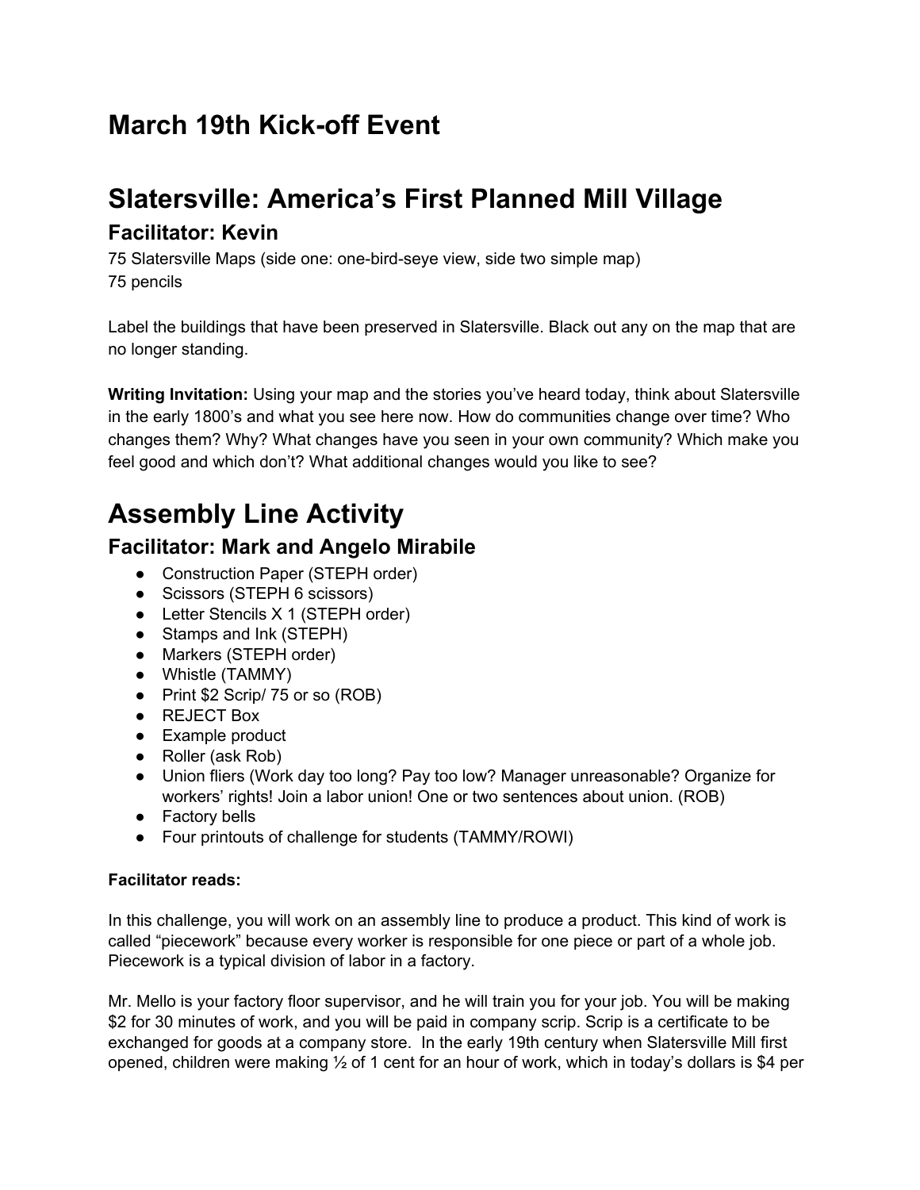# March 19th Kick-off Event

# Slatersville: America's First Planned Mill Village

## Facilitator: Kevin

75 Slatersville Maps (side one: one-bird-seye view, side two simple map)
75 pencils

Label the buildings that have been preserved in Slatersville. Black out any on the map that are no longer standing.

**Writing Invitation:** Using your map and the stories you've heard today, think about Slatersville in the early 1800's and what you see here now. How do communities change over time? Who changes them? Why? What changes have you seen in your own community? Which make you feel good and which don't? What additional changes would you like to see?

# Assembly Line Activity

## Facilitator: Mark and Angelo Mirabile

- Construction Paper (STEPH order)
- Scissors (STEPH 6 scissors)
- Letter Stencils X 1 (STEPH order)
- Stamps and Ink (STEPH)
- Markers (STEPH order)
- Whistle (TAMMY)
- Print $2 Scrip/ 75 or so (ROB)
- REJECT Box
- Example product
- Roller (ask Rob)
- Union fliers (Work day too long? Pay too low? Manager unreasonable? Organize for workers' rights! Join a labor union! One or two sentences about union. (ROB)
- Factory bells
- Four printouts of challenge for students (TAMMY/ROWI)

**Facilitator reads:**

In this challenge, you will work on an assembly line to produce a product. This kind of work is called "piecework" because every worker is responsible for one piece or part of a whole job. Piecework is a typical division of labor in a factory.

Mr. Mello is your factory floor supervisor, and he will train you for your job. You will be making $2 for 30 minutes of work, and you will be paid in company scrip. Scrip is a certificate to be exchanged for goods at a company store. In the early 19th century when Slatersville Mill first opened, children were making ½ of 1 cent for an hour of work, which in today's dollars is $4 per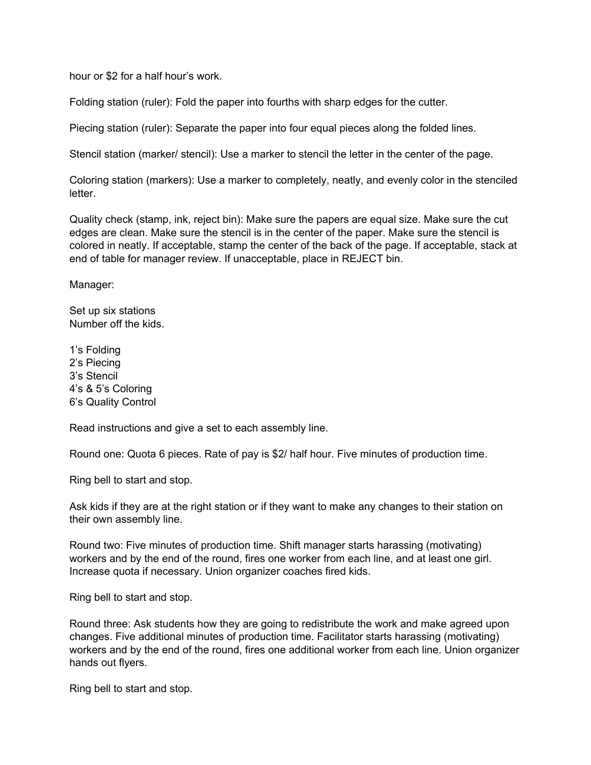hour or $2 for a half hour's work.

Folding station (ruler): Fold the paper into fourths with sharp edges for the cutter.

Piecing station (ruler): Separate the paper into four equal pieces along the folded lines.

Stencil station (marker/ stencil): Use a marker to stencil the letter in the center of the page.

Coloring station (markers): Use a marker to completely, neatly, and evenly color in the stenciled letter.

Quality check (stamp, ink, reject bin): Make sure the papers are equal size. Make sure the cut edges are clean. Make sure the stencil is in the center of the paper. Make sure the stencil is colored in neatly. If acceptable, stamp the center of the back of the page. If acceptable, stack at end of table for manager review. If unacceptable, place in REJECT bin.

Manager:

Set up six stations
Number off the kids.

1's Folding
2's Piecing
3's Stencil
4's & 5's Coloring
6's Quality Control

Read instructions and give a set to each assembly line.

Round one: Quota 6 pieces. Rate of pay is $2/ half hour. Five minutes of production time.

Ring bell to start and stop.

Ask kids if they are at the right station or if they want to make any changes to their station on their own assembly line.

Round two: Five minutes of production time. Shift manager starts harassing (motivating) workers and by the end of the round, fires one worker from each line, and at least one girl. Increase quota if necessary. Union organizer coaches fired kids.

Ring bell to start and stop.

Round three: Ask students how they are going to redistribute the work and make agreed upon changes. Five additional minutes of production time. Facilitator starts harassing (motivating) workers and by the end of the round, fires one additional worker from each line. Union organizer hands out flyers.

Ring bell to start and stop.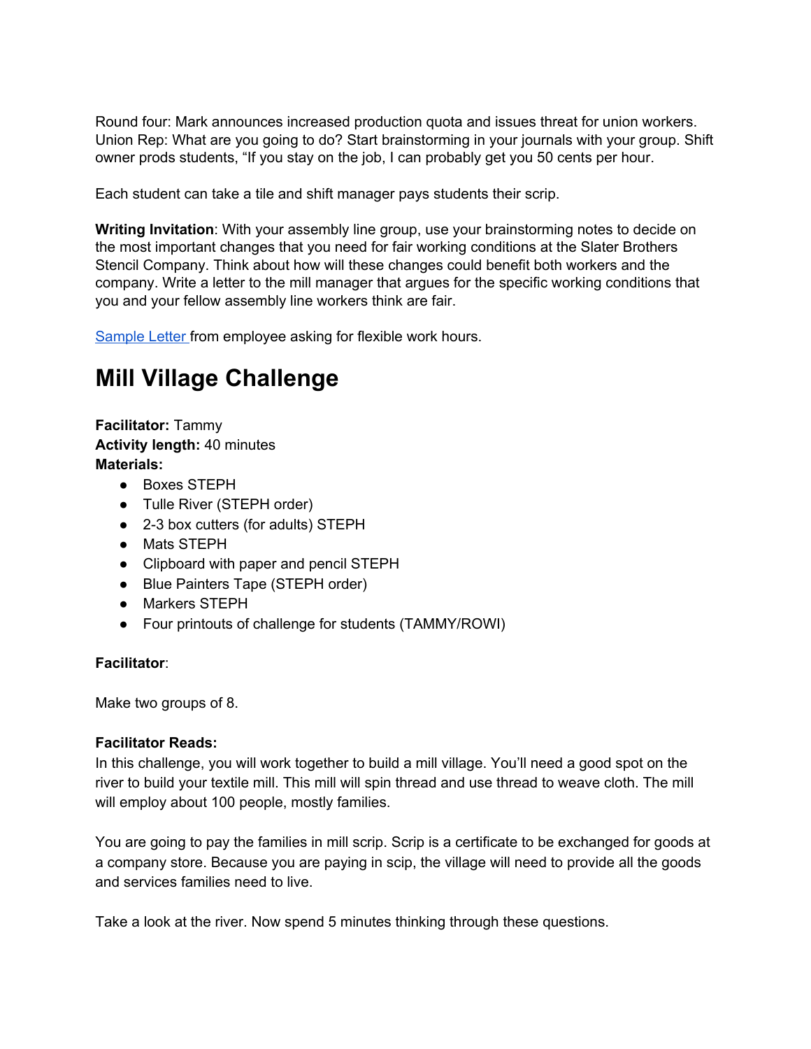Round four: Mark announces increased production quota and issues threat for union workers. Union Rep: What are you going to do? Start brainstorming in your journals with your group. Shift owner prods students, "If you stay on the job, I can probably get you 50 cents per hour.

Each student can take a tile and shift manager pays students their scrip.

**Writing Invitation**: With your assembly line group, use your brainstorming notes to decide on the most important changes that you need for fair working conditions at the Slater Brothers Stencil Company. Think about how will these changes could benefit both workers and the company. Write a letter to the mill manager that argues for the specific working conditions that you and your fellow assembly line workers think are fair.

Sample Letter from employee asking for flexible work hours.

# Mill Village Challenge

**Facilitator:** Tammy
**Activity length:** 40 minutes
**Materials:**

- Boxes STEPH
- Tulle River (STEPH order)
- 2-3 box cutters (for adults) STEPH
- Mats STEPH
- Clipboard with paper and pencil STEPH
- Blue Painters Tape (STEPH order)
- Markers STEPH
- Four printouts of challenge for students (TAMMY/ROWI)

**Facilitator**:

Make two groups of 8.

**Facilitator Reads:**
In this challenge, you will work together to build a mill village. You'll need a good spot on the river to build your textile mill. This mill will spin thread and use thread to weave cloth. The mill will employ about 100 people, mostly families.

You are going to pay the families in mill scrip. Scrip is a certificate to be exchanged for goods at a company store. Because you are paying in scip, the village will need to provide all the goods and services families need to live.

Take a look at the river. Now spend 5 minutes thinking through these questions.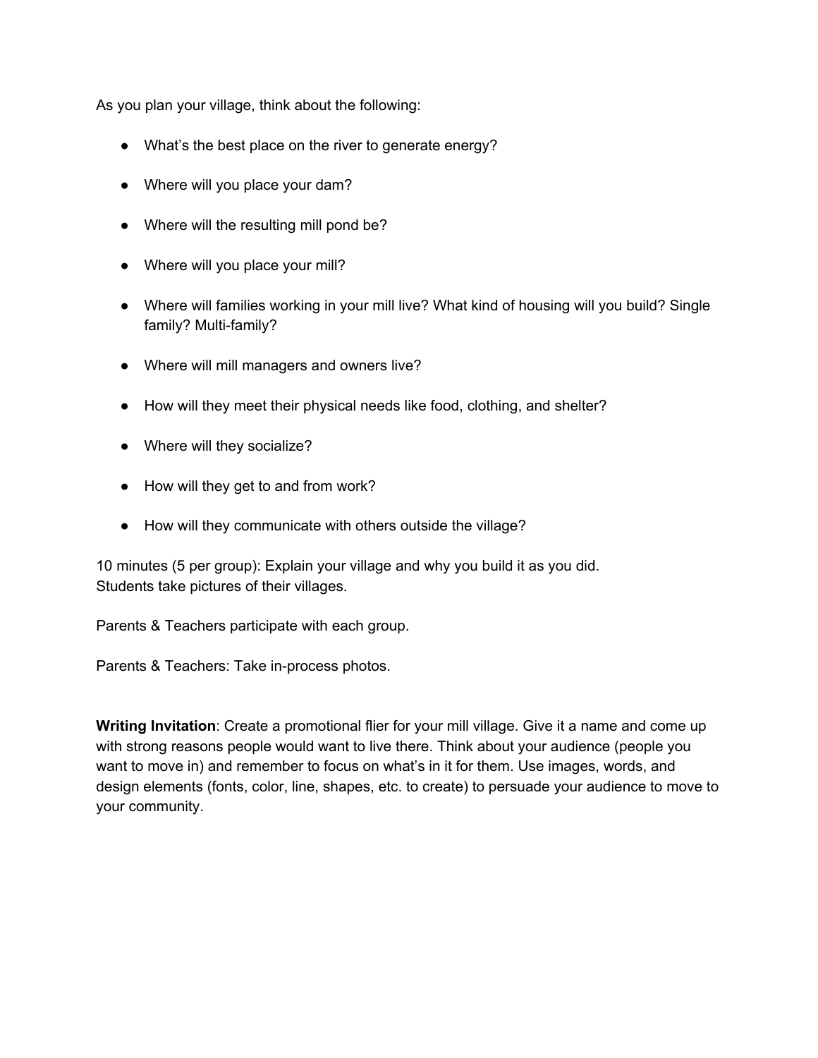As you plan your village, think about the following:

- What's the best place on the river to generate energy?
- Where will you place your dam?
- Where will the resulting mill pond be?
- Where will you place your mill?
- Where will families working in your mill live? What kind of housing will you build? Single family? Multi-family?
- Where will mill managers and owners live?
- How will they meet their physical needs like food, clothing, and shelter?
- Where will they socialize?
- How will they get to and from work?
- How will they communicate with others outside the village?

10 minutes (5 per group): Explain your village and why you build it as you did.
Students take pictures of their villages.

Parents & Teachers participate with each group.

Parents & Teachers: Take in-process photos.

**Writing Invitation**: Create a promotional flier for your mill village. Give it a name and come up with strong reasons people would want to live there. Think about your audience (people you want to move in) and remember to focus on what's in it for them. Use images, words, and design elements (fonts, color, line, shapes, etc. to create) to persuade your audience to move to your community.